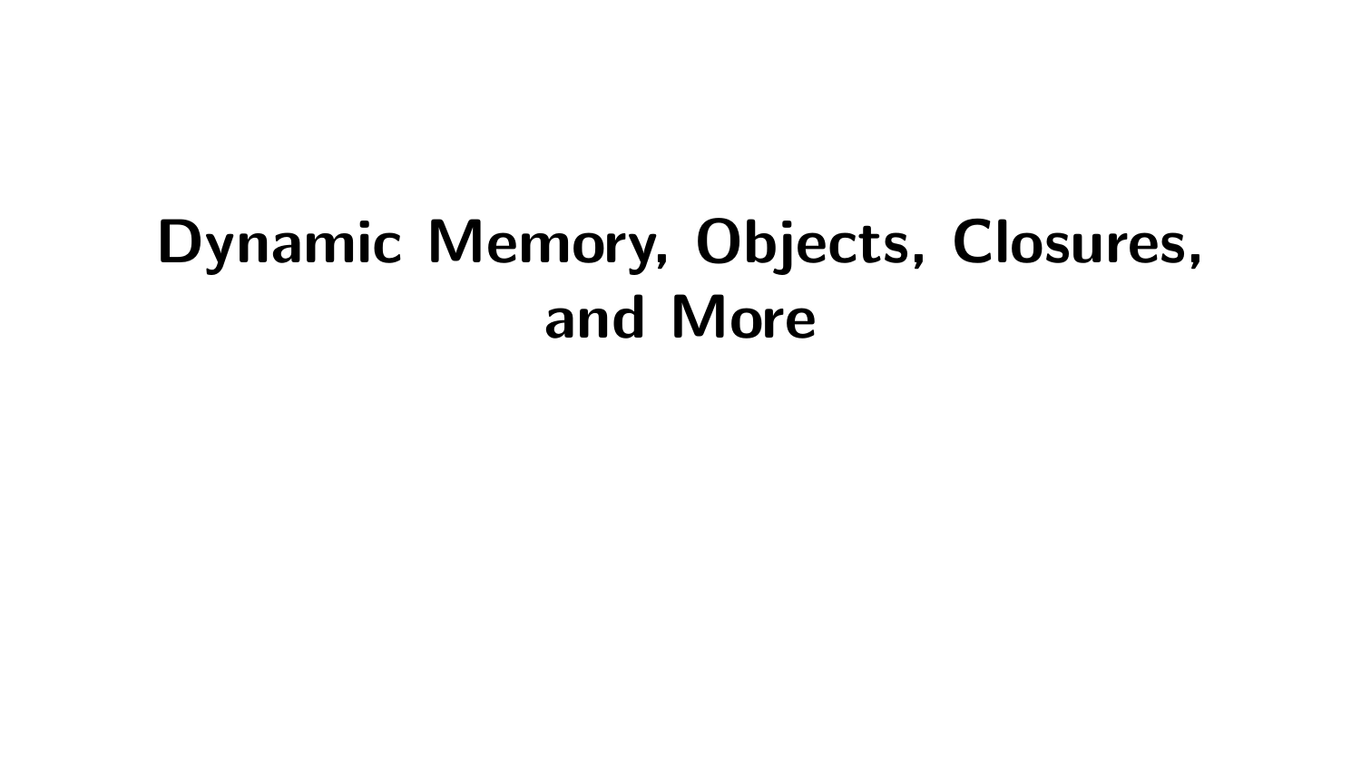# Dynamic Memory, Objects, Closures, and More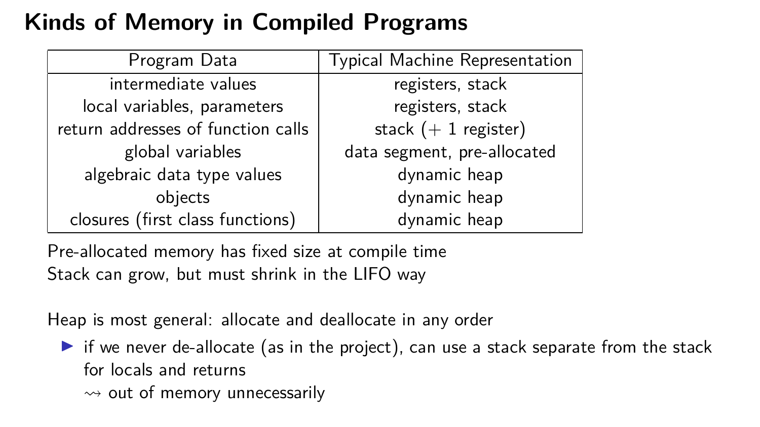# Kinds of Memory in Compiled Programs

| Program Data | Typical Machine Representation |
| --- | --- |
| intermediate values | registers, stack |
| local variables, parameters | registers, stack |
| return addresses of function calls | stack (+ 1 register) |
| global variables | data segment, pre-allocated |
| algebraic data type values | dynamic heap |
| objects | dynamic heap |
| closures (first class functions) | dynamic heap |

Pre-allocated memory has fixed size at compile time
Stack can grow, but must shrink in the LIFO way

Heap is most general: allocate and deallocate in any order

- if we never de-allocate (as in the project), can use a stack separate from the stack for locals and returns
  $\rightsquigarrow$ out of memory unnecessarily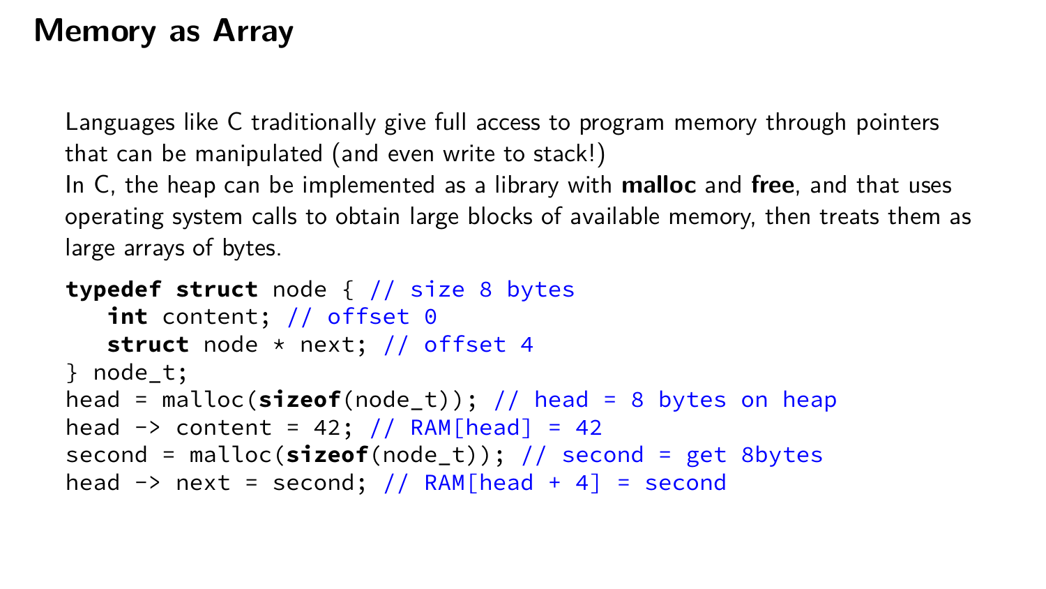# Memory as Array

Languages like C traditionally give full access to program memory through pointers that can be manipulated (and even write to stack!)
In C, the heap can be implemented as a library with **malloc** and **free**, and that uses operating system calls to obtain large blocks of available memory, then treats them as large arrays of bytes.

```
typedef struct node { // size 8 bytes
   int content; // offset 0
   struct node * next; // offset 4
} node_t;
head = malloc(sizeof(node_t)); // head = 8 bytes on heap
head -> content = 42; // RAM[head] = 42
second = malloc(sizeof(node_t)); // second = get 8bytes
head -> next = second; // RAM[head + 4] = second
```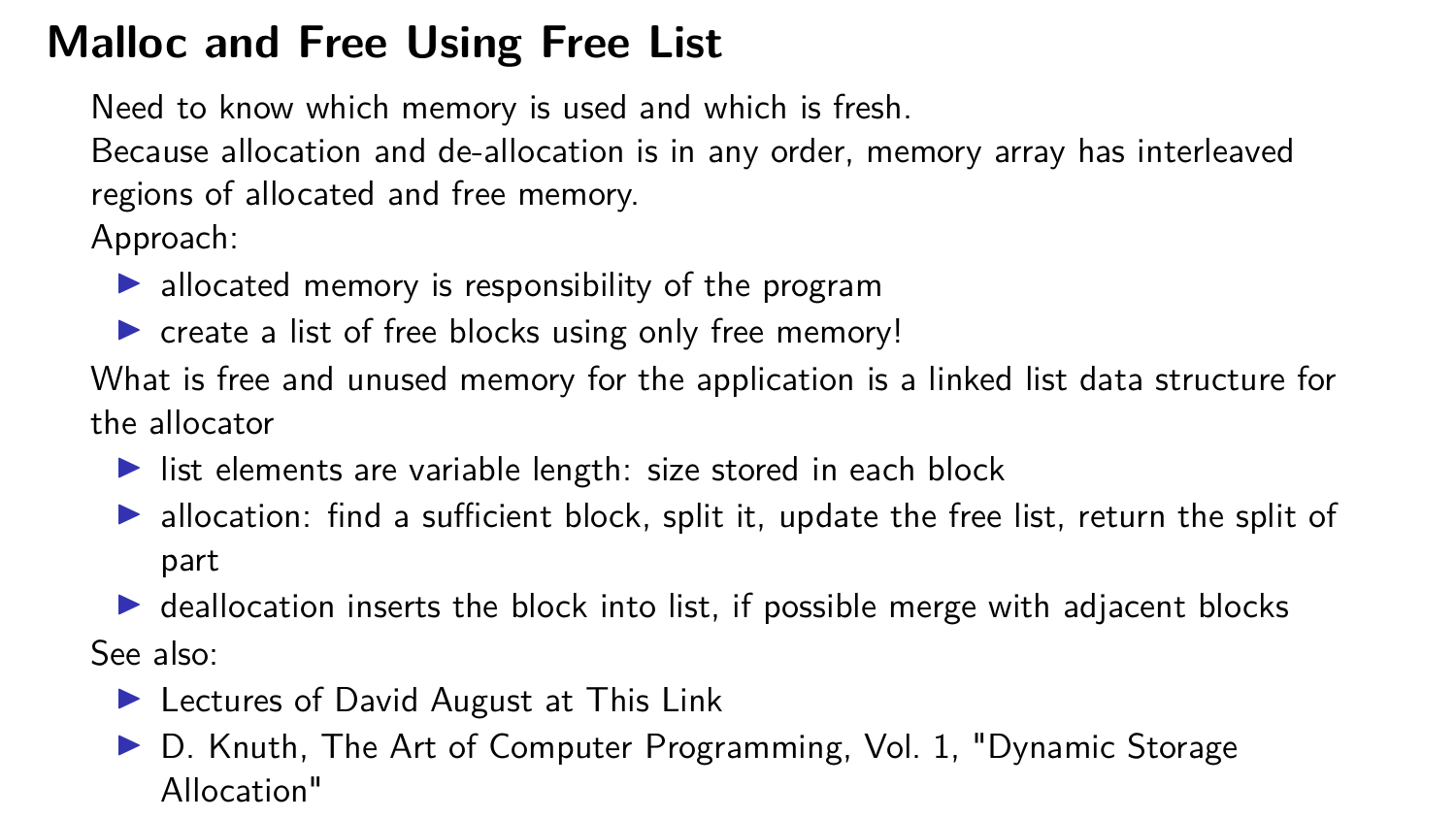# Malloc and Free Using Free List

Need to know which memory is used and which is fresh.

Because allocation and de-allocation is in any order, memory array has interleaved regions of allocated and free memory.

Approach:

- allocated memory is responsibility of the program
- create a list of free blocks using only free memory!

What is free and unused memory for the application is a linked list data structure for the allocator

- list elements are variable length: size stored in each block
- allocation: find a sufficient block, split it, update the free list, return the split of part
- deallocation inserts the block into list, if possible merge with adjacent blocks

See also:

- Lectures of David August at This Link
- D. Knuth, The Art of Computer Programming, Vol. 1, "Dynamic Storage Allocation"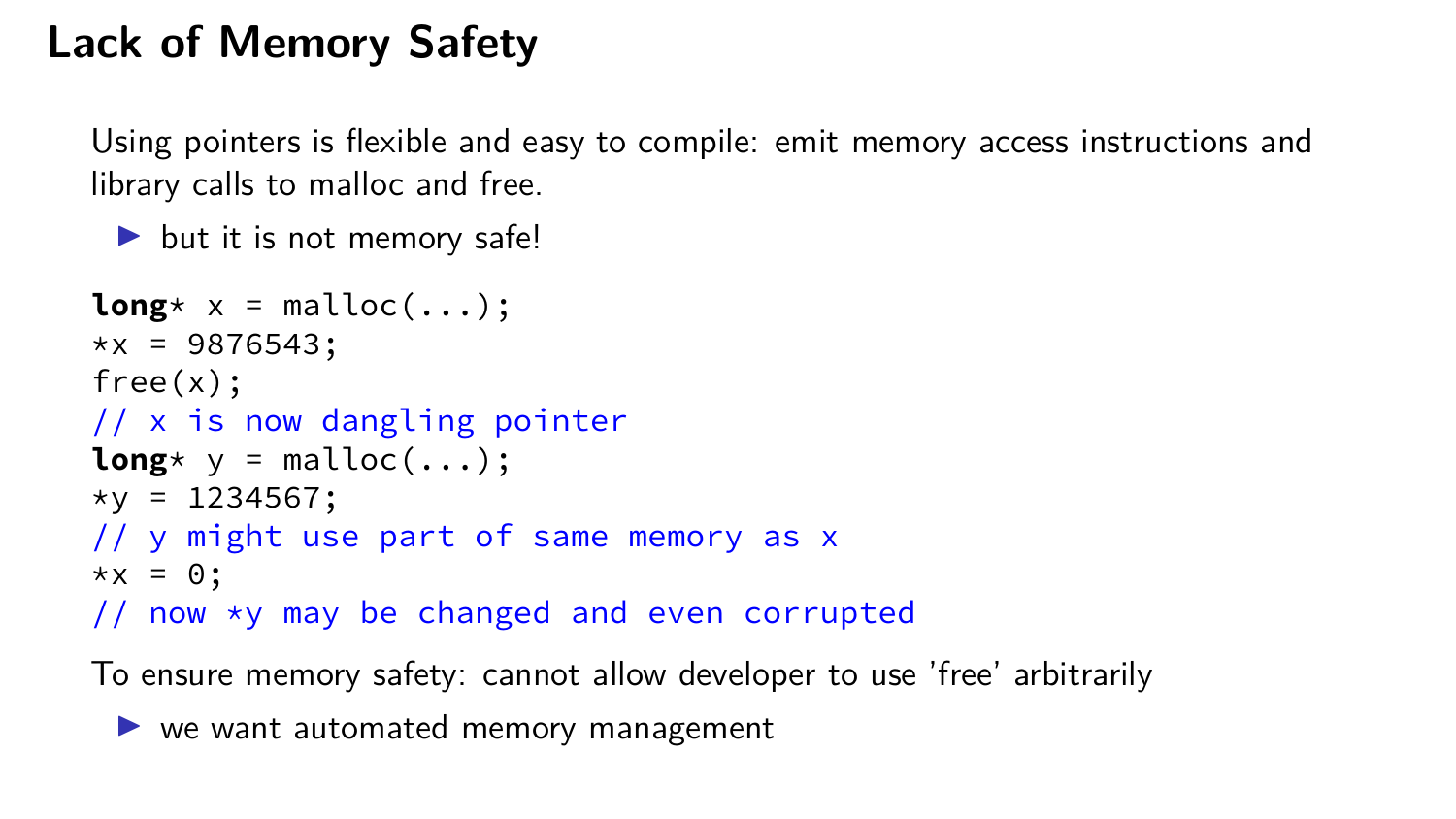# Lack of Memory Safety

Using pointers is flexible and easy to compile: emit memory access instructions and library calls to malloc and free.

- but it is not memory safe!

```
long* x = malloc(...);
*x = 9876543;
free(x);
// x is now dangling pointer
long* y = malloc(...);
*y = 1234567;
// y might use part of same memory as x
*x = 0;
// now *y may be changed and even corrupted
```

To ensure memory safety: cannot allow developer to use 'free' arbitrarily

- we want automated memory management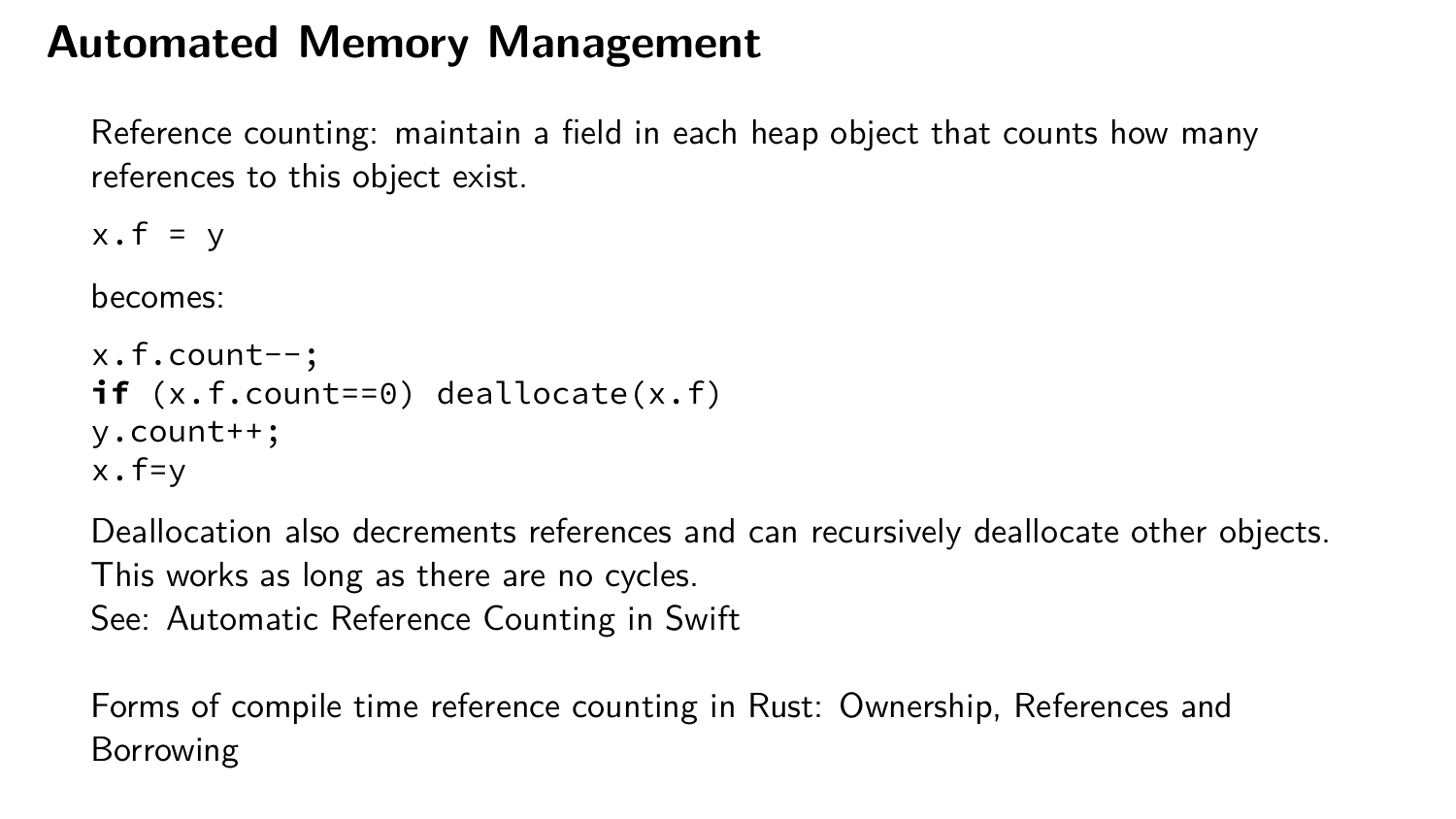# Automated Memory Management

Reference counting: maintain a field in each heap object that counts how many references to this object exist.

```
x.f = y
```

becomes:

```
x.f.count--;
if (x.f.count==0) deallocate(x.f)
y.count++;
x.f=y
```

Deallocation also decrements references and can recursively deallocate other objects.
This works as long as there are no cycles.
See: Automatic Reference Counting in Swift

Forms of compile time reference counting in Rust: Ownership, References and Borrowing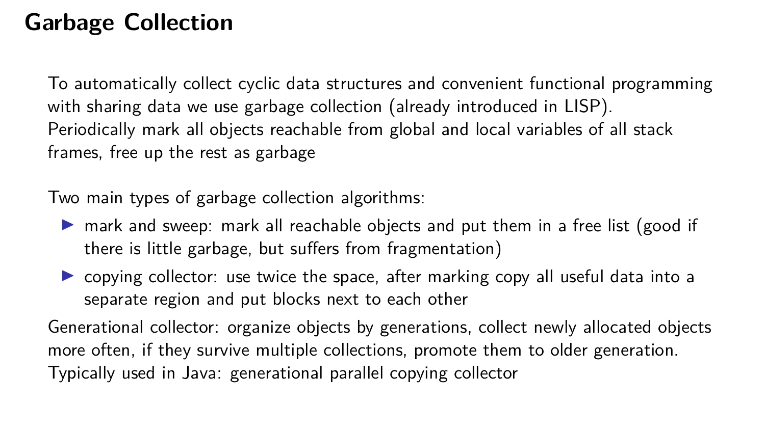# Garbage Collection

To automatically collect cyclic data structures and convenient functional programming with sharing data we use garbage collection (already introduced in LISP).
Periodically mark all objects reachable from global and local variables of all stack frames, free up the rest as garbage

Two main types of garbage collection algorithms:

- mark and sweep: mark all reachable objects and put them in a free list (good if there is little garbage, but suffers from fragmentation)
- copying collector: use twice the space, after marking copy all useful data into a separate region and put blocks next to each other

Generational collector: organize objects by generations, collect newly allocated objects more often, if they survive multiple collections, promote them to older generation.
Typically used in Java: generational parallel copying collector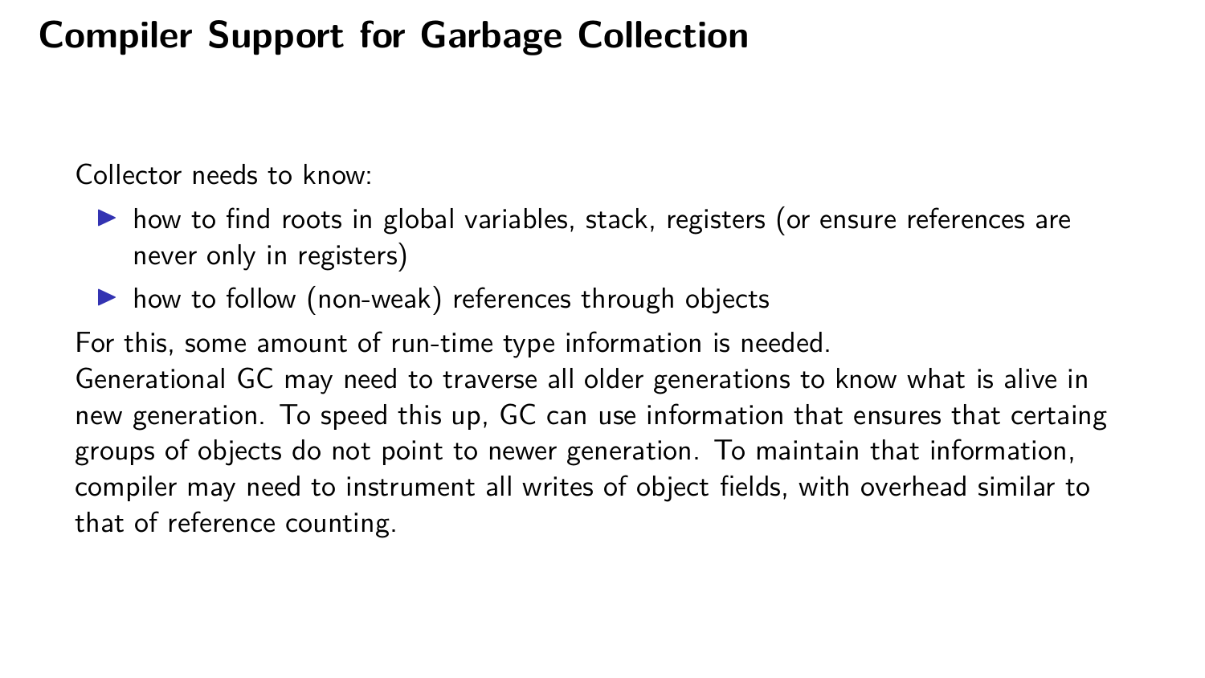# Compiler Support for Garbage Collection

Collector needs to know:

- how to find roots in global variables, stack, registers (or ensure references are never only in registers)
- how to follow (non-weak) references through objects

For this, some amount of run-time type information is needed.
Generational GC may need to traverse all older generations to know what is alive in new generation. To speed this up, GC can use information that ensures that certaing groups of objects do not point to newer generation. To maintain that information, compiler may need to instrument all writes of object fields, with overhead similar to that of reference counting.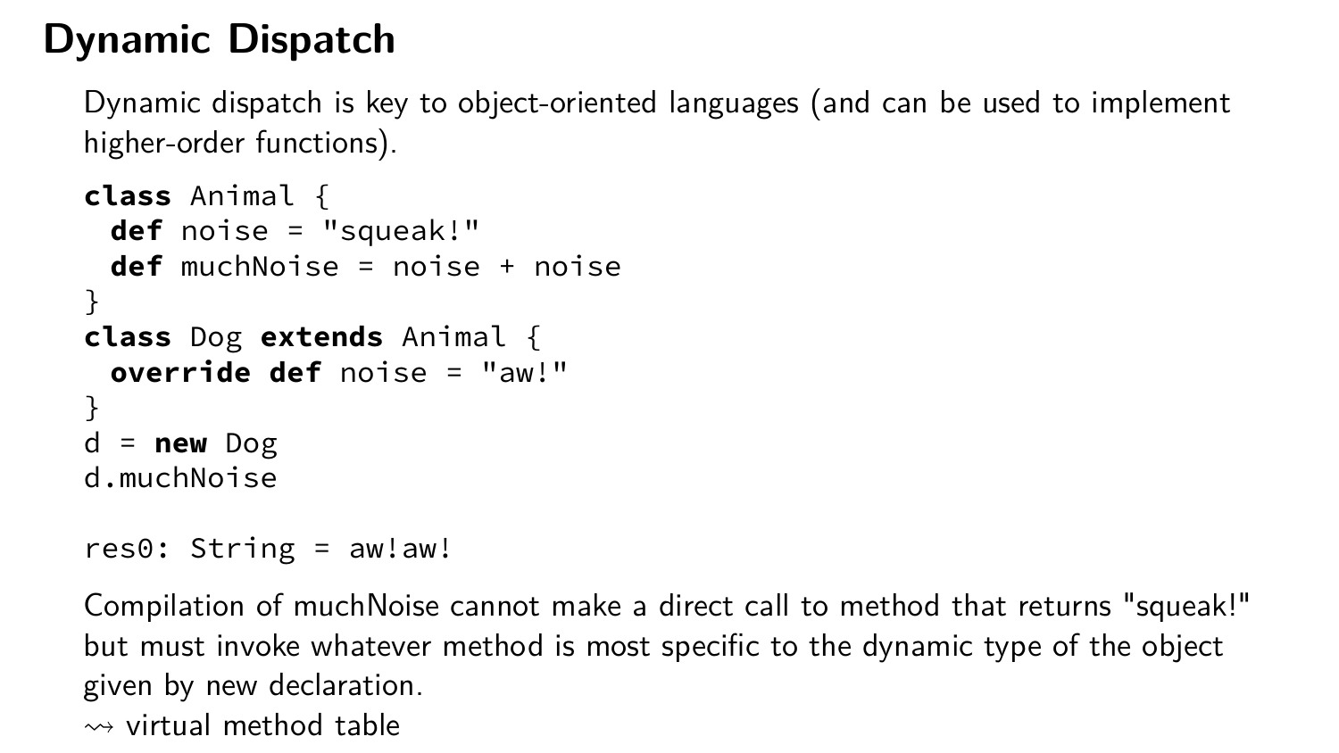# Dynamic Dispatch

Dynamic dispatch is key to object-oriented languages (and can be used to implement higher-order functions).

```
class Animal {
 def noise = "squeak!"
 def muchNoise = noise + noise
}
class Dog extends Animal {
 override def noise = "aw!"
}
d = new Dog
d.muchNoise

res0: String = aw!aw!
```

Compilation of muchNoise cannot make a direct call to method that returns "squeak!" but must invoke whatever method is most specific to the dynamic type of the object given by new declaration.

$\rightsquigarrow$ virtual method table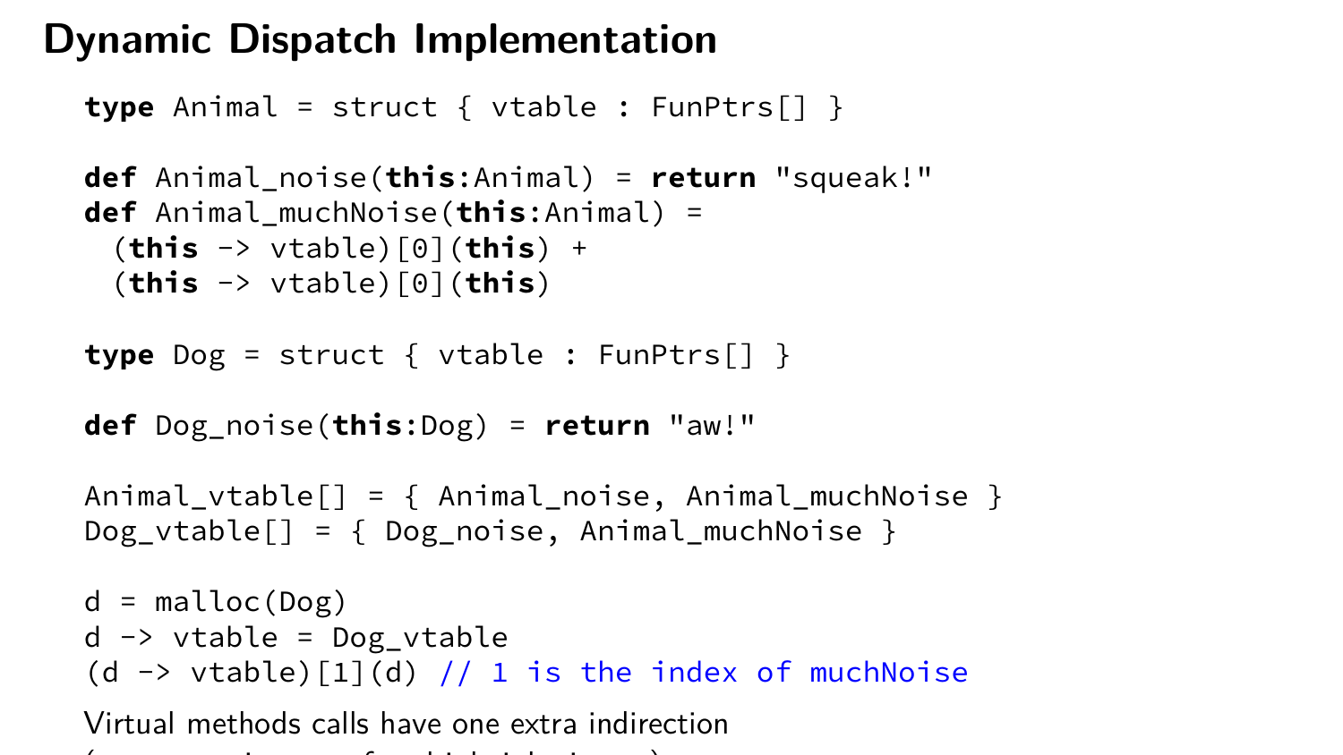# Dynamic Dispatch Implementation

```
type Animal = struct { vtable : FunPtrs[] }

def Animal_noise(this:Animal) = return "squeak!"
def Animal_muchNoise(this:Animal) =
  (this -> vtable)[0](this) +
  (this -> vtable)[0](this)

type Dog = struct { vtable : FunPtrs[] }

def Dog_noise(this:Dog) = return "aw!"

Animal_vtable[] = { Animal_noise, Animal_muchNoise }
Dog_vtable[] = { Dog_noise, Animal_muchNoise }

d = malloc(Dog)
d -> vtable = Dog_vtable
(d -> vtable)[1](d) // 1 is the index of muchNoise
```

Virtual methods calls have one extra indirection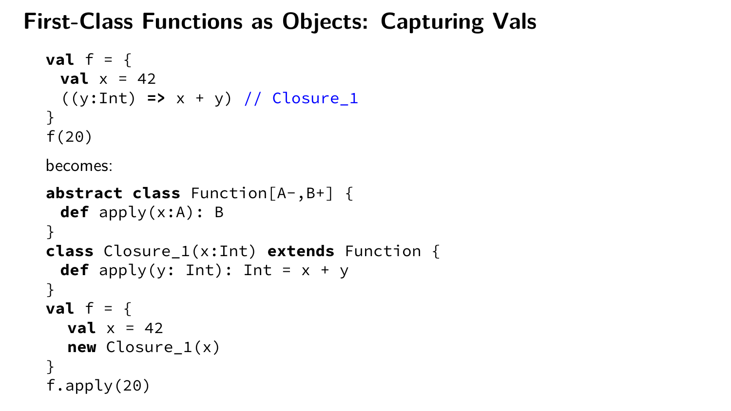# First-Class Functions as Objects: Capturing Vals

```
val f = {
 val x = 42
 ((y:Int) => x + y) // Closure_1
}
f(20)
```

becomes:

```
abstract class Function[A-,B+] {
 def apply(x:A): B
}
class Closure_1(x:Int) extends Function {
 def apply(y: Int): Int = x + y
}
val f = {
  val x = 42
  new Closure_1(x)
}
f.apply(20)
```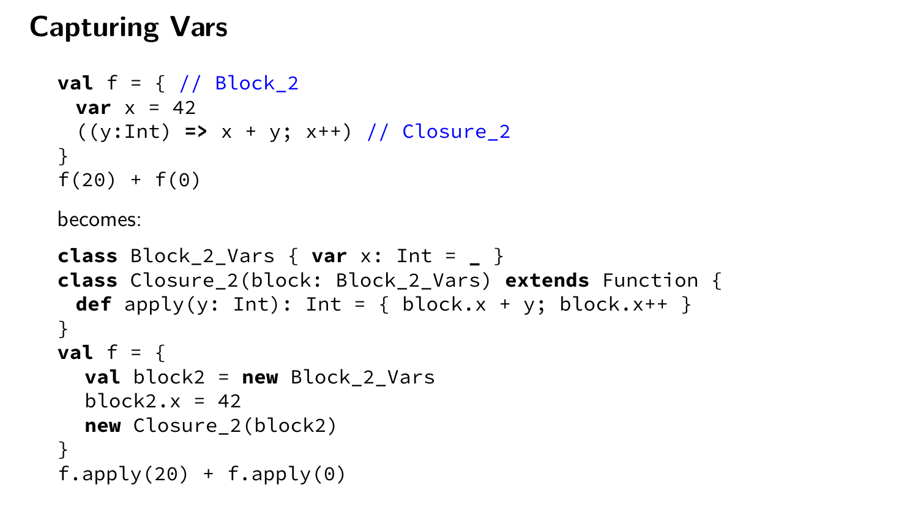# Capturing Vars

```
val f = { // Block_2
  var x = 42
  ((y:Int) => x + y; x++) // Closure_2
}
f(20) + f(0)
```

becomes:

```
class Block_2_Vars { var x: Int = _ }
class Closure_2(block: Block_2_Vars) extends Function {
  def apply(y: Int): Int = { block.x + y; block.x++ }
}
val f = {
   val block2 = new Block_2_Vars
   block2.x = 42
   new Closure_2(block2)
}
f.apply(20) + f.apply(0)
```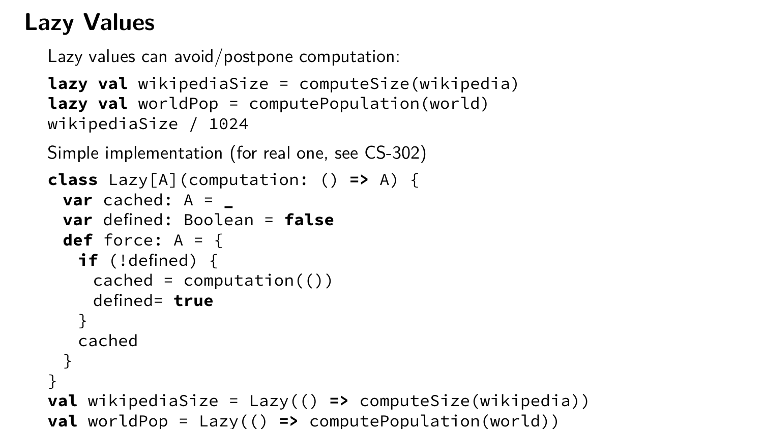# Lazy Values

Lazy values can avoid/postpone computation:

```
lazy val wikipediaSize = computeSize(wikipedia)
lazy val worldPop = computePopulation(world)
wikipediaSize / 1024
```

Simple implementation (for real one, see CS-302)

```
class Lazy[A](computation: () => A) {
  var cached: A = _
  var defined: Boolean = false
  def force: A = {
    if (!defined) {
      cached = computation(())
      defined= true
    }
    cached
  }
}
val wikipediaSize = Lazy(() => computeSize(wikipedia))
val worldPop = Lazy(() => computePopulation(world))
```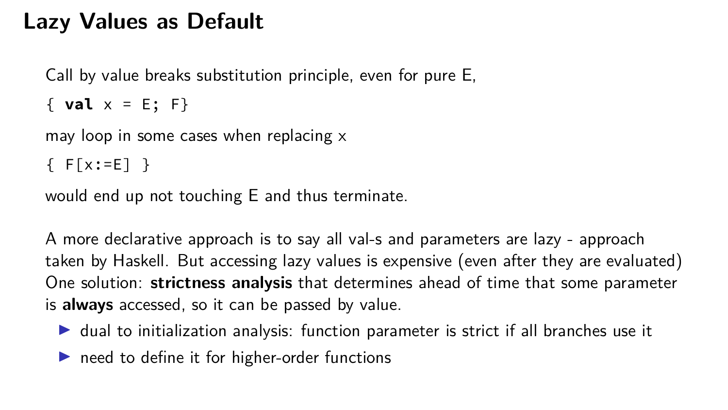# Lazy Values as Default

Call by value breaks substitution principle, even for pure E,

```
{ val x = E; F}
```

may loop in some cases when replacing x

```
{ F[x:=E] }
```

would end up not touching E and thus terminate.

A more declarative approach is to say all val-s and parameters are lazy - approach taken by Haskell. But accessing lazy values is expensive (even after they are evaluated) One solution: **strictness analysis** that determines ahead of time that some parameter is **always** accessed, so it can be passed by value.

- dual to initialization analysis: function parameter is strict if all branches use it
- need to define it for higher-order functions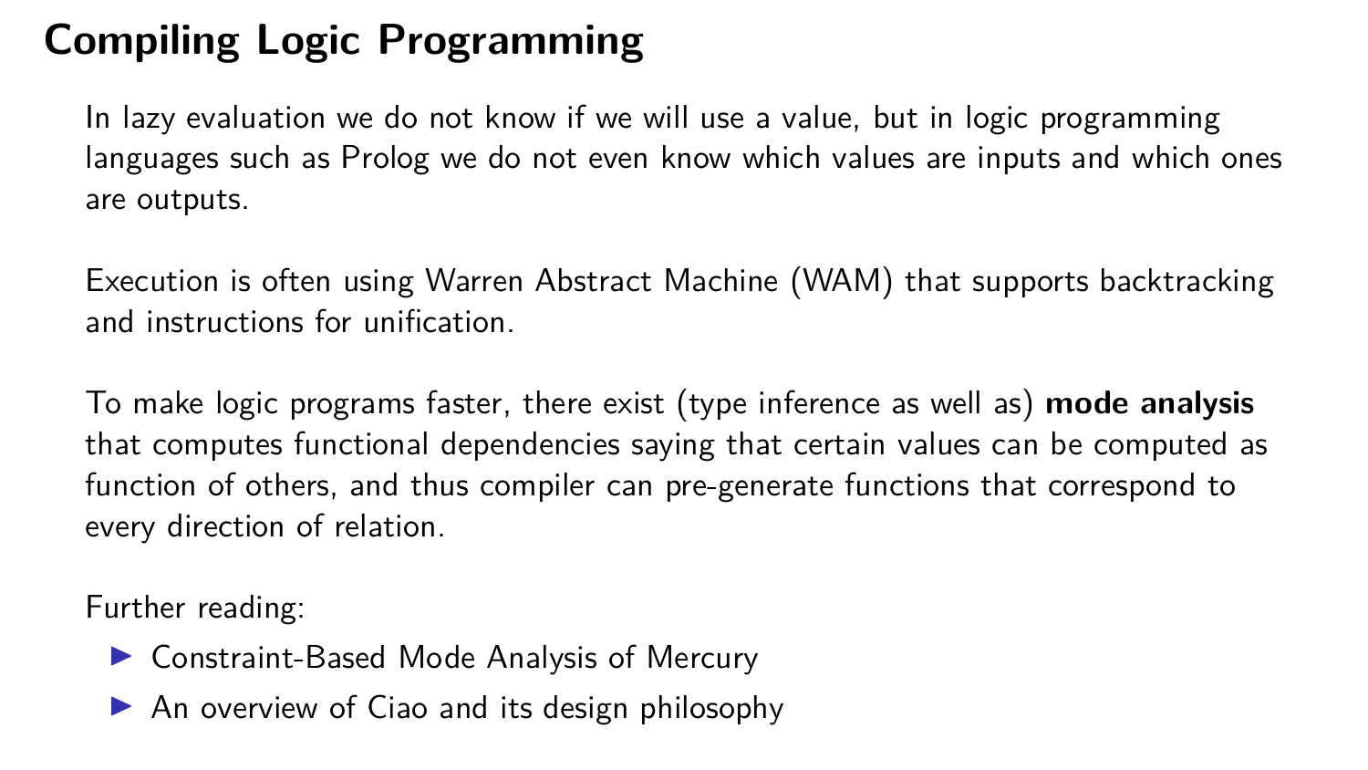# Compiling Logic Programming

In lazy evaluation we do not know if we will use a value, but in logic programming languages such as Prolog we do not even know which values are inputs and which ones are outputs.

Execution is often using Warren Abstract Machine (WAM) that supports backtracking and instructions for unification.

To make logic programs faster, there exist (type inference as well as) **mode analysis** that computes functional dependencies saying that certain values can be computed as function of others, and thus compiler can pre-generate functions that correspond to every direction of relation.

Further reading:

- Constraint-Based Mode Analysis of Mercury
- An overview of Ciao and its design philosophy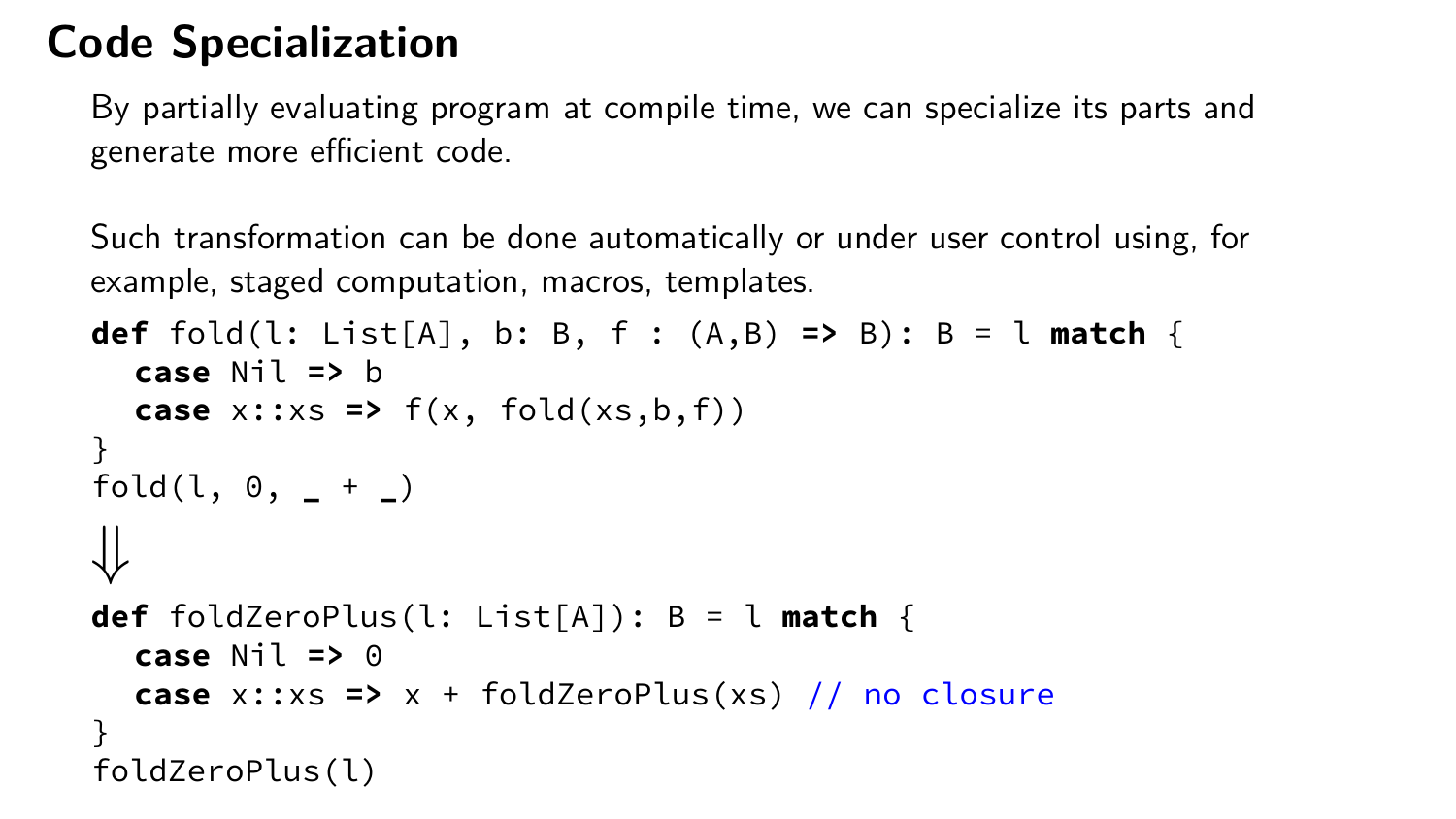# Code Specialization

By partially evaluating program at compile time, we can specialize its parts and generate more efficient code.

Such transformation can be done automatically or under user control using, for example, staged computation, macros, templates.

```
def fold(l: List[A], b: B, f : (A,B) => B): B = l match {
  case Nil => b
  case x::xs => f(x, fold(xs,b,f))
}
fold(l, 0, _ + _)
```

$\Downarrow$

```
def foldZeroPlus(l: List[A]): B = l match {
  case Nil => 0
  case x::xs => x + foldZeroPlus(xs) // no closure
}
foldZeroPlus(l)
```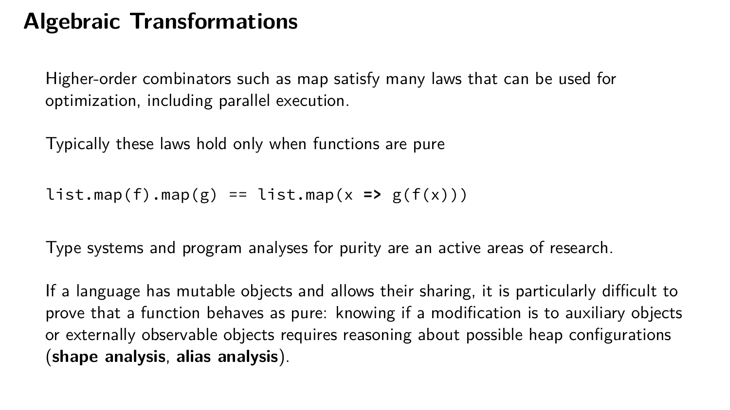# Algebraic Transformations

Higher-order combinators such as map satisfy many laws that can be used for optimization, including parallel execution.

Typically these laws hold only when functions are pure

```
list.map(f).map(g) == list.map(x => g(f(x)))
```

Type systems and program analyses for purity are an active areas of research.

If a language has mutable objects and allows their sharing, it is particularly difficult to prove that a function behaves as pure: knowing if a modification is to auxiliary objects or externally observable objects requires reasoning about possible heap configurations (**shape analysis**, **alias analysis**).